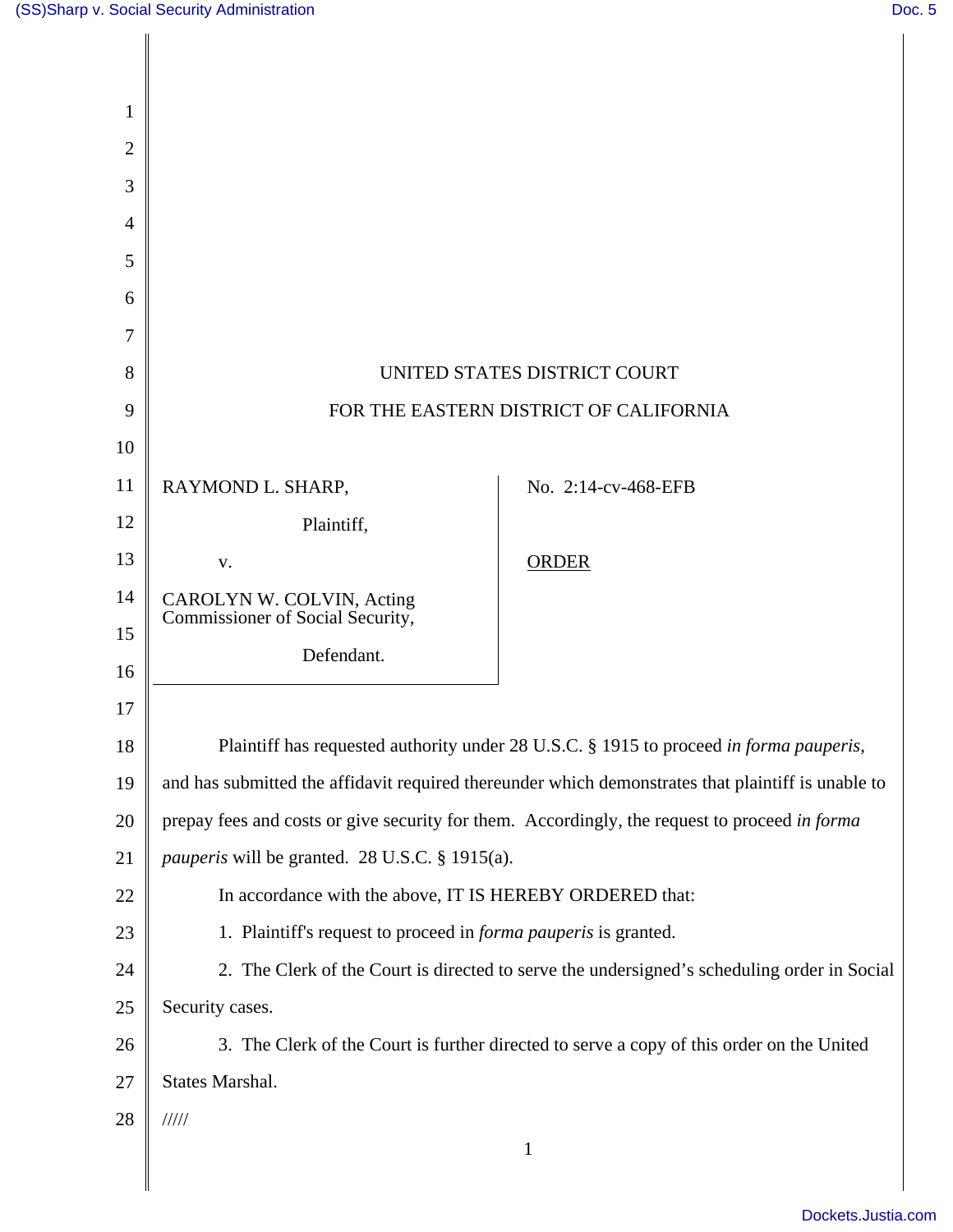UNITED STATES DISTRICT COURT

FOR THE EASTERN DISTRICT OF CALIFORNIA

| | |
|---|---|
| RAYMOND L. SHARP,<br>Plaintiff,<br>v.<br>CAROLYN W. COLVIN, Acting Commissioner of Social Security,<br>Defendant. | No. 2:14-cv-468-EFB<br><br><u>ORDER</u> |

Plaintiff has requested authority under 28 U.S.C. § 1915 to proceed *in forma pauperis*, and has submitted the affidavit required thereunder which demonstrates that plaintiff is unable to prepay fees and costs or give security for them. Accordingly, the request to proceed *in forma pauperis* will be granted. 28 U.S.C. § 1915(a).

In accordance with the above, IT IS HEREBY ORDERED that:

1. Plaintiff's request to proceed in *forma pauperis* is granted.

2. The Clerk of the Court is directed to serve the undersigned's scheduling order in Social Security cases.

3. The Clerk of the Court is further directed to serve a copy of this order on the United States Marshal.

/////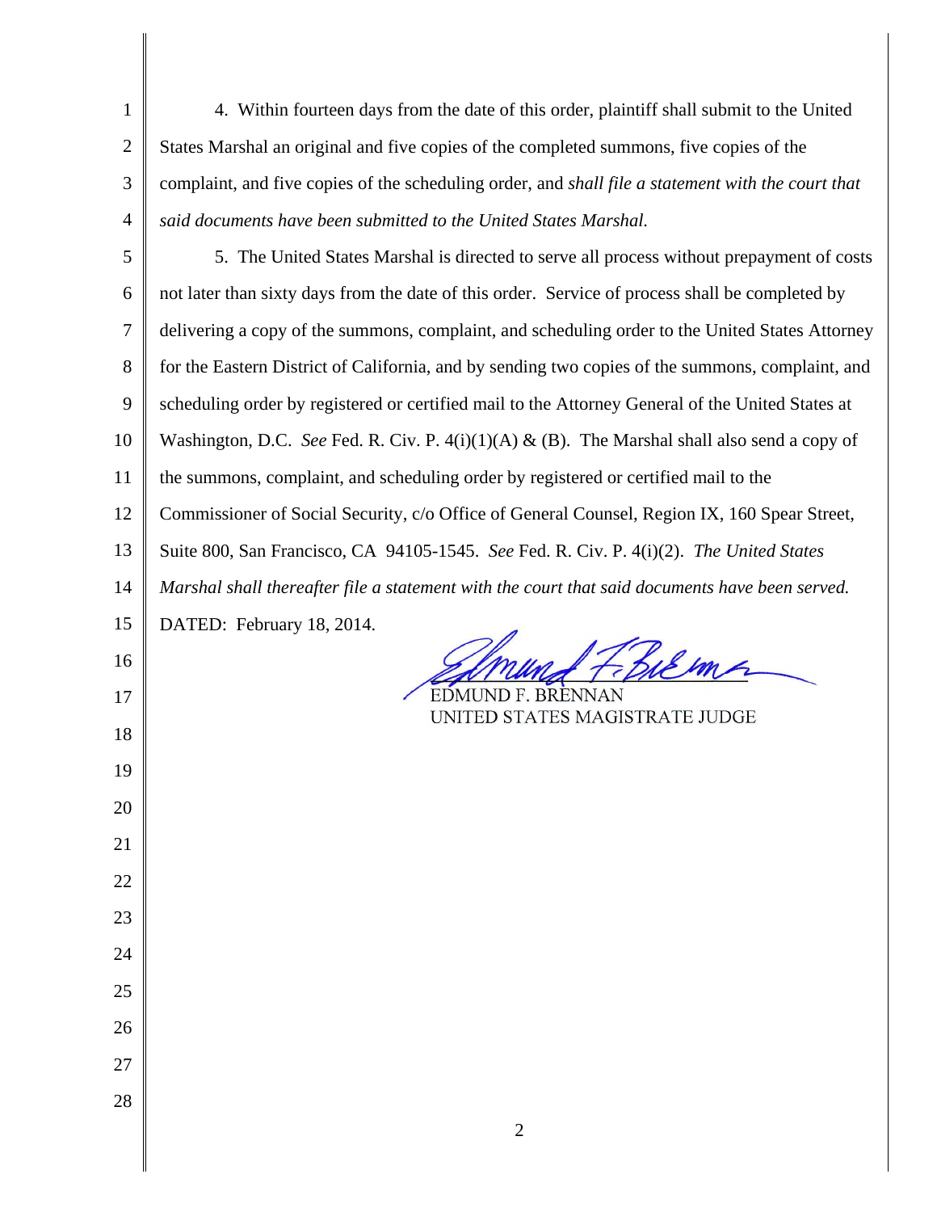4. Within fourteen days from the date of this order, plaintiff shall submit to the United States Marshal an original and five copies of the completed summons, five copies of the complaint, and five copies of the scheduling order, and *shall file a statement with the court that said documents have been submitted to the United States Marshal.*

5. The United States Marshal is directed to serve all process without prepayment of costs not later than sixty days from the date of this order. Service of process shall be completed by delivering a copy of the summons, complaint, and scheduling order to the United States Attorney for the Eastern District of California, and by sending two copies of the summons, complaint, and scheduling order by registered or certified mail to the Attorney General of the United States at Washington, D.C. *See* Fed. R. Civ. P. 4(i)(1)(A) & (B). The Marshal shall also send a copy of the summons, complaint, and scheduling order by registered or certified mail to the Commissioner of Social Security, c/o Office of General Counsel, Region IX, 160 Spear Street, Suite 800, San Francisco, CA 94105-1545. *See* Fed. R. Civ. P. 4(i)(2). *The United States Marshal shall thereafter file a statement with the court that said documents have been served.*

DATED: February 18, 2014.

EDMUND F. BRENNAN
UNITED STATES MAGISTRATE JUDGE